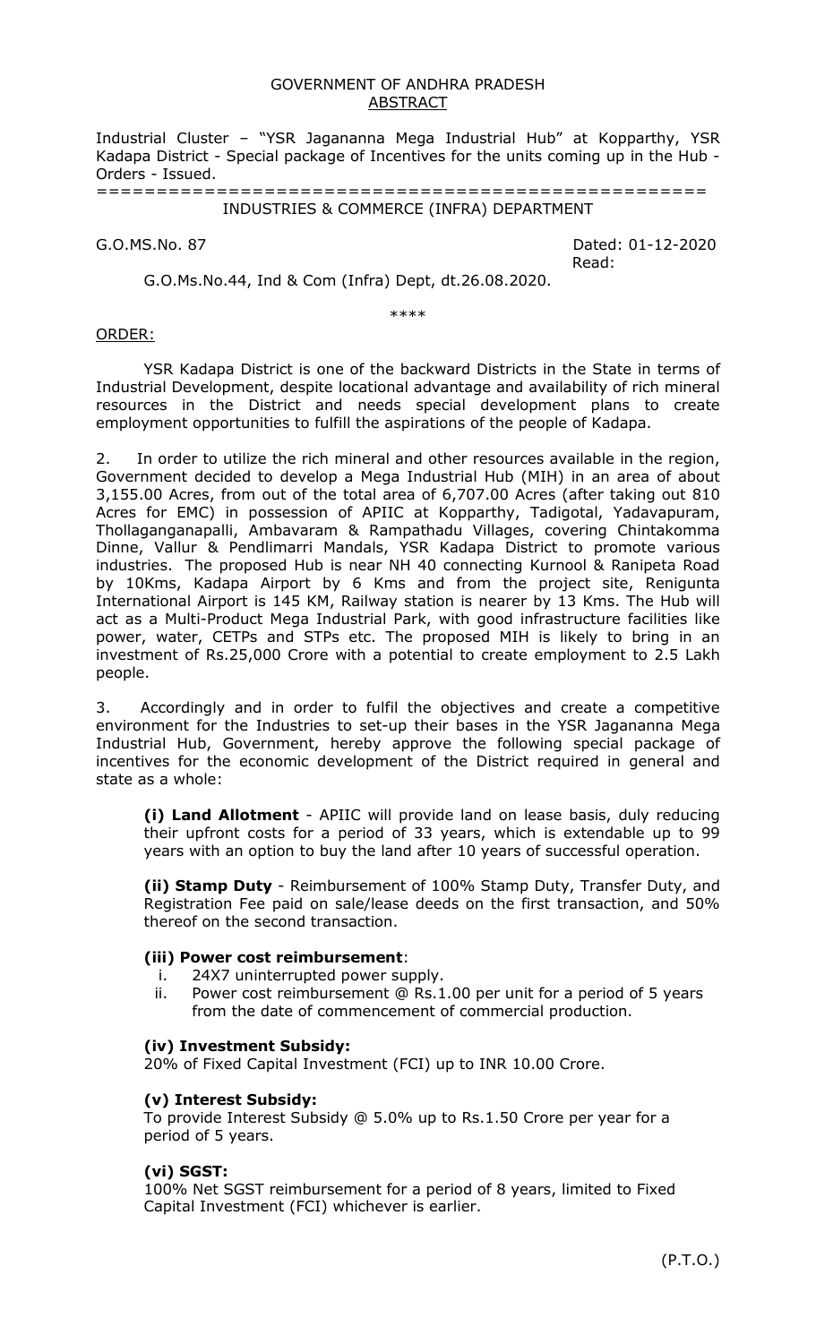GOVERNMENT OF ANDHRA PRADESH
ABSTRACT

Industrial Cluster – "YSR Jagananna Mega Industrial Hub" at Kopparthy, YSR Kadapa District - Special package of Incentives for the units coming up in the Hub - Orders - Issued.

==================================================

INDUSTRIES & COMMERCE (INFRA) DEPARTMENT

G.O.MS.No. 87 Dated: 01-12-2020

Read:

G.O.Ms.No.44, Ind & Com (Infra) Dept, dt.26.08.2020.

****

ORDER:

YSR Kadapa District is one of the backward Districts in the State in terms of Industrial Development, despite locational advantage and availability of rich mineral resources in the District and needs special development plans to create employment opportunities to fulfill the aspirations of the people of Kadapa.

2. In order to utilize the rich mineral and other resources available in the region, Government decided to develop a Mega Industrial Hub (MIH) in an area of about 3,155.00 Acres, from out of the total area of 6,707.00 Acres (after taking out 810 Acres for EMC) in possession of APIIC at Kopparthy, Tadigotal, Yadavapuram, Thollaganganapalli, Ambavaram & Rampathadu Villages, covering Chintakomma Dinne, Vallur & Pendlimarri Mandals, YSR Kadapa District to promote various industries. The proposed Hub is near NH 40 connecting Kurnool & Ranipeta Road by 10Kms, Kadapa Airport by 6 Kms and from the project site, Renigunta International Airport is 145 KM, Railway station is nearer by 13 Kms. The Hub will act as a Multi-Product Mega Industrial Park, with good infrastructure facilities like power, water, CETPs and STPs etc. The proposed MIH is likely to bring in an investment of Rs.25,000 Crore with a potential to create employment to 2.5 Lakh people.

3. Accordingly and in order to fulfil the objectives and create a competitive environment for the Industries to set-up their bases in the YSR Jagananna Mega Industrial Hub, Government, hereby approve the following special package of incentives for the economic development of the District required in general and state as a whole:

**(i) Land Allotment** - APIIC will provide land on lease basis, duly reducing their upfront costs for a period of 33 years, which is extendable up to 99 years with an option to buy the land after 10 years of successful operation.

**(ii) Stamp Duty** - Reimbursement of 100% Stamp Duty, Transfer Duty, and Registration Fee paid on sale/lease deeds on the first transaction, and 50% thereof on the second transaction.

**(iii) Power cost reimbursement**:

i. 24X7 uninterrupted power supply.
ii. Power cost reimbursement @ Rs.1.00 per unit for a period of 5 years from the date of commencement of commercial production.

**(iv) Investment Subsidy:**

20% of Fixed Capital Investment (FCI) up to INR 10.00 Crore.

**(v) Interest Subsidy:**

To provide Interest Subsidy @ 5.0% up to Rs.1.50 Crore per year for a period of 5 years.

**(vi) SGST:**

100% Net SGST reimbursement for a period of 8 years, limited to Fixed Capital Investment (FCI) whichever is earlier.

(P.T.O.)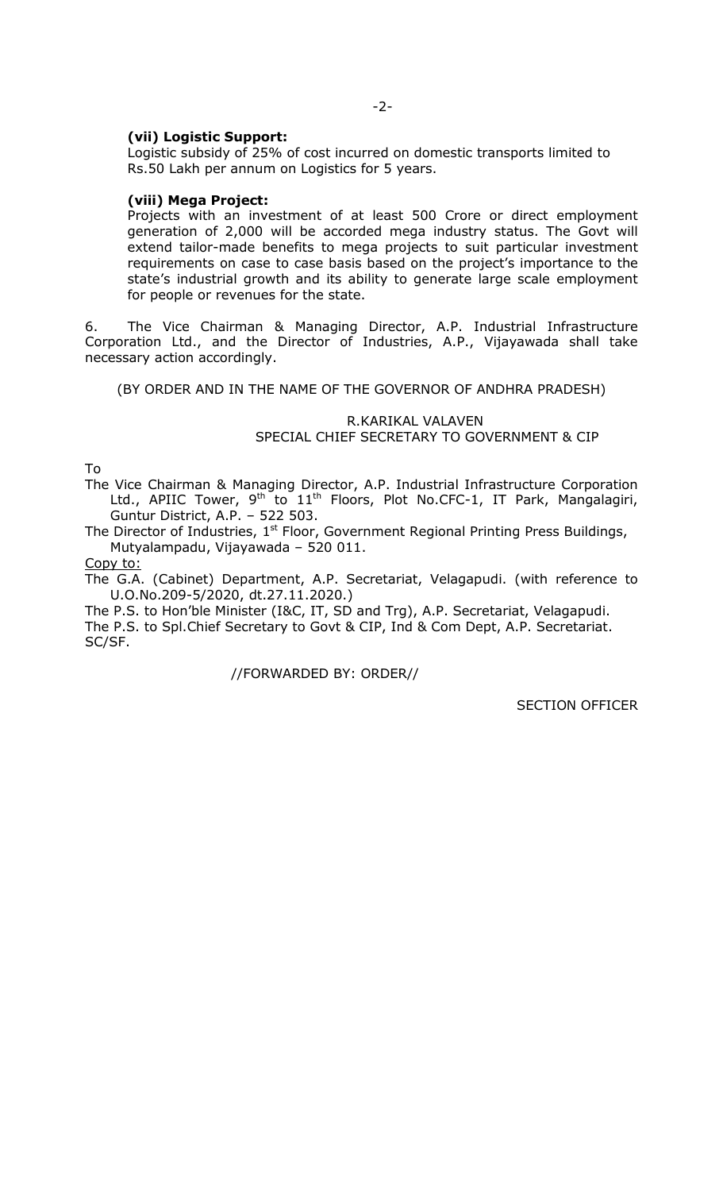**(vii) Logistic Support:**
Logistic subsidy of 25% of cost incurred on domestic transports limited to Rs.50 Lakh per annum on Logistics for 5 years.

**(viii) Mega Project:**
Projects with an investment of at least 500 Crore or direct employment generation of 2,000 will be accorded mega industry status. The Govt will extend tailor-made benefits to mega projects to suit particular investment requirements on case to case basis based on the project's importance to the state's industrial growth and its ability to generate large scale employment for people or revenues for the state.

6. The Vice Chairman & Managing Director, A.P. Industrial Infrastructure Corporation Ltd., and the Director of Industries, A.P., Vijayawada shall take necessary action accordingly.

(BY ORDER AND IN THE NAME OF THE GOVERNOR OF ANDHRA PRADESH)

R.KARIKAL VALAVEN
SPECIAL CHIEF SECRETARY TO GOVERNMENT & CIP

To
The Vice Chairman & Managing Director, A.P. Industrial Infrastructure Corporation Ltd., APIIC Tower, 9th to 11th Floors, Plot No.CFC-1, IT Park, Mangalagiri, Guntur District, A.P. – 522 503.
The Director of Industries, 1st Floor, Government Regional Printing Press Buildings, Mutyalampadu, Vijayawada – 520 011.

Copy to:
The G.A. (Cabinet) Department, A.P. Secretariat, Velagapudi. (with reference to U.O.No.209-5/2020, dt.27.11.2020.)
The P.S. to Hon'ble Minister (I&C, IT, SD and Trg), A.P. Secretariat, Velagapudi.
The P.S. to Spl.Chief Secretary to Govt & CIP, Ind & Com Dept, A.P. Secretariat.
SC/SF.

//FORWARDED BY: ORDER//

SECTION OFFICER